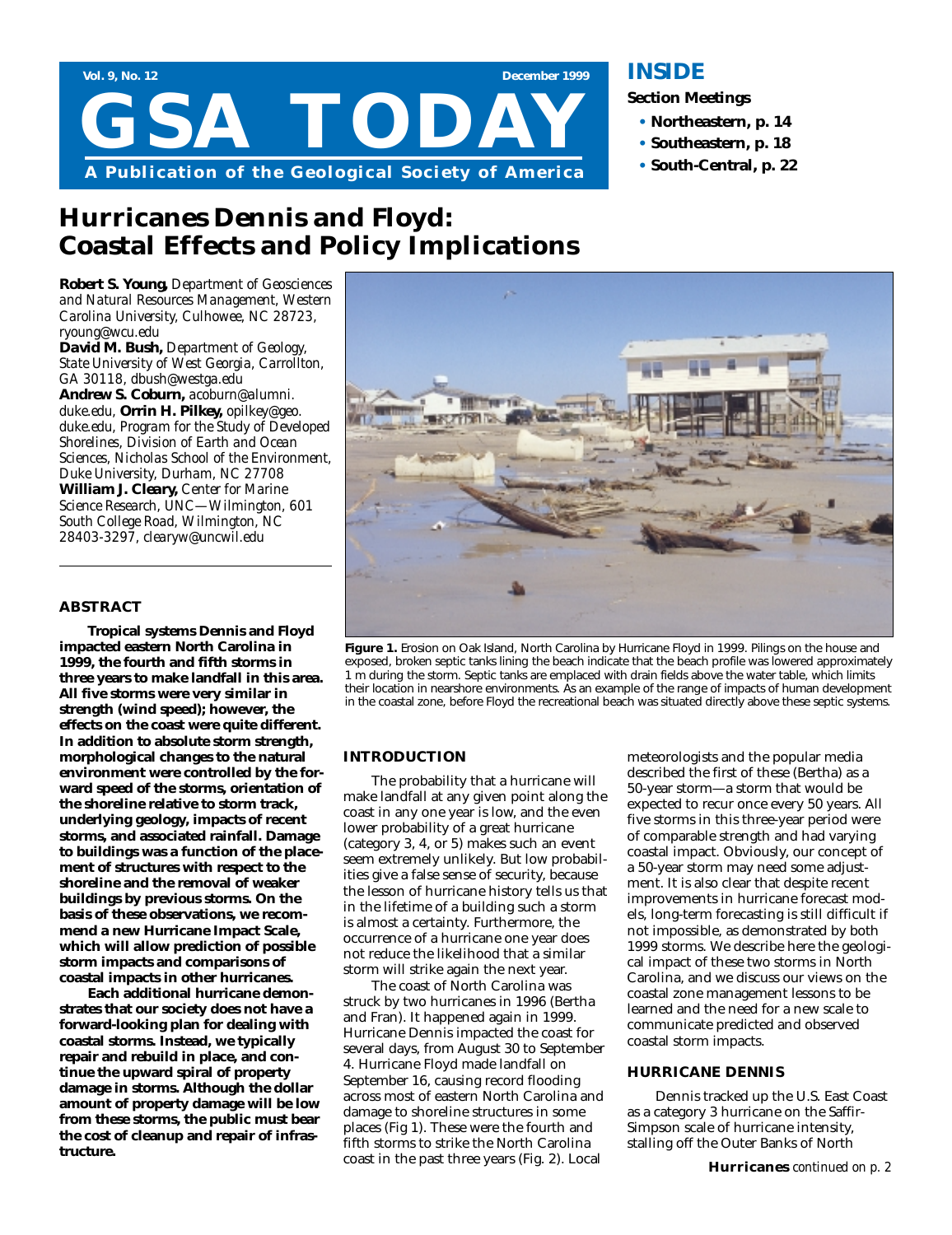# Hurricanes Dennis and Floyd: Coastal Effects and Policy Implications

**Robert S. Young,** *Department of Geosciences and Natural Resources Management, Western Carolina University, Culhowee, NC 28723, ryoung@wcu.edu*
**David M. Bush,** *Department of Geology, State University of West Georgia, Carrollton, GA 30118, dbush@westga.edu*
**Andrew S. Coburn,** *acoburn@alumni.duke.edu,* **Orrin H. Pilkey,** *opilkey@geo.duke.edu, Program for the Study of Developed Shorelines, Division of Earth and Ocean Sciences, Nicholas School of the Environment, Duke University, Durham, NC 27708*
**William J. Cleary,** *Center for Marine Science Research, UNC—Wilmington, 601 South College Road, Wilmington, NC 28403-3297, clearyw@uncwil.edu*

## ABSTRACT

**Tropical systems Dennis and Floyd impacted eastern North Carolina in 1999, the fourth and fifth storms in three years to make landfall in this area. All five storms were very similar in strength (wind speed); however, the effects on the coast were quite different. In addition to absolute storm strength, morphological changes to the natural environment were controlled by the forward speed of the storms, orientation of the shoreline relative to storm track, underlying geology, impacts of recent storms, and associated rainfall. Damage to buildings was a function of the placement of structures with respect to the shoreline and the removal of weaker buildings by previous storms. On the basis of these observations, we recommend a new Hurricane Impact Scale, which will allow prediction of possible storm impacts and comparisons of coastal impacts in other hurricanes.**

**Each additional hurricane demonstrates that our society does not have a forward-looking plan for dealing with coastal storms. Instead, we typically repair and rebuild in place, and continue the upward spiral of property damage in storms. Although the dollar amount of property damage will be low from these storms, the public must bear the cost of cleanup and repair of infrastructure.**

**Figure 1.** Erosion on Oak Island, North Carolina by Hurricane Floyd in 1999. Pilings on the house and exposed, broken septic tanks lining the beach indicate that the beach profile was lowered approximately 1 m during the storm. Septic tanks are emplaced with drain fields above the water table, which limits their location in nearshore environments. As an example of the range of impacts of human development in the coastal zone, before Floyd the recreational beach was situated directly above these septic systems.

## INTRODUCTION

The probability that a hurricane will make landfall at any given point along the coast in any one year is low, and the even lower probability of a great hurricane (category 3, 4, or 5) makes such an event seem extremely unlikely. But low probabilities give a false sense of security, because the lesson of hurricane history tells us that in the lifetime of a building such a storm is almost a certainty. Furthermore, the occurrence of a hurricane one year does not reduce the likelihood that a similar storm will strike again the next year.

The coast of North Carolina was struck by two hurricanes in 1996 (Bertha and Fran). It happened again in 1999. Hurricane Dennis impacted the coast for several days, from August 30 to September 4. Hurricane Floyd made landfall on September 16, causing record flooding across most of eastern North Carolina and damage to shoreline structures in some places (Fig 1). These were the fourth and fifth storms to strike the North Carolina coast in the past three years (Fig. 2). Local meteorologists and the popular media described the first of these (Bertha) as a 50-year storm—a storm that would be expected to recur once every 50 years. All five storms in this three-year period were of comparable strength and had varying coastal impact. Obviously, our concept of a 50-year storm may need some adjustment. It is also clear that despite recent improvements in hurricane forecast models, long-term forecasting is still difficult if not impossible, as demonstrated by both 1999 storms. We describe here the geological impact of these two storms in North Carolina, and we discuss our views on the coastal zone management lessons to be learned and the need for a new scale to communicate predicted and observed coastal storm impacts.

## HURRICANE DENNIS

Dennis tracked up the U.S. East Coast as a category 3 hurricane on the Saffir-Simpson scale of hurricane intensity, stalling off the Outer Banks of North

*Hurricanes continued on p. 2*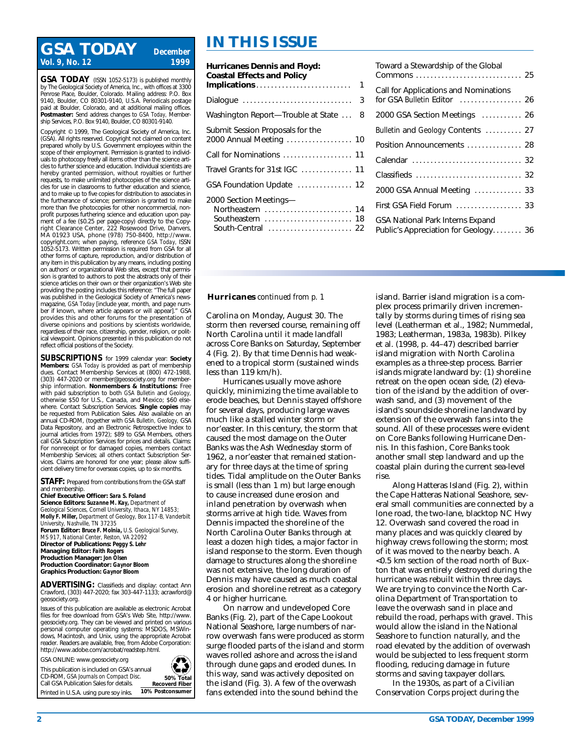# GSA TODAY

**December 1999**
**Vol. 9, No. 12**

**GSA TODAY** (ISSN 1052-5173) is published monthly by The Geological Society of America, Inc., with offices at 3300 Penrose Place, Boulder, Colorado. Mailing address: P.O. Box 9140, Boulder, CO 80301-9140, U.S.A. Periodicals postage paid at Boulder, Colorado, and at additional mailing offices. **Postmaster:** Send address changes to *GSA Today*, Membership Services, P.O. Box 9140, Boulder, CO 80301-9140.

Copyright © 1999, The Geological Society of America, Inc. (GSA). All rights reserved. Copyright not claimed on content prepared wholly by U.S. Government employees within the scope of their employment. Permission is granted to individuals to photocopy freely all items other than the science articles to further science and education. Individual scientists are hereby granted permission, without royalties or further requests, to make unlimited photocopies of the science articles for use in classrooms to further education and science, and to make up to five copies for distribution to associates in the furtherance of science; permission is granted to make more than five photocopies for other noncommercial, nonprofit purposes furthering science and education upon payment of a fee ($0.25 per page-copy) directly to the Copyright Clearance Center, 222 Rosewood Drive, Danvers, MA 01923 USA, phone (978) 750-8400, http://www.copyright.com; when paying, reference *GSA Today*, ISSN 1052-5173. Written permission is required from GSA for all other forms of capture, reproduction, and/or distribution of any item in this publication by any means, including posting on authors' or organizational Web sites, except that permission is granted to authors to post the abstracts only of their science articles on their own or their organization's Web site providing the posting includes this reference: "The full paper was published in the Geological Society of America's newsmagazine, *GSA Today* [include year, month, and page number if known, where article appears or will appear]." GSA provides this and other forums for the presentation of diverse opinions and positions by scientists worldwide, regardless of their race, citizenship, gender, religion, or political viewpoint. Opinions presented in this publication do not reflect official positions of the Society.

**SUBSCRIPTIONS** for 1999 calendar year: **Society Members:** *GSA Today* is provided as part of membership dues. Contact Membership Services at (800) 472-1988, (303) 447-2020 or member@geosociety.org for membership information. **Nonmembers & Institutions:** Free with paid subscription to both *GSA Bulletin* and *Geology*, otherwise $50 for U.S., Canada, and Mexico; $60 elsewhere. Contact Subscription Services. **Single copies** may be requested from Publication Sales. Also available on an annual CD-ROM, (together with *GSA Bulletin*, *Geology*, GSA Data Repository, and an Electronic Retrospective Index to journal articles from 1972); $89 to GSA Members, others call GSA Subscription Services for prices and details. Claims: For nonreceipt or for damaged copies, members contact Membership Services; all others contact Subscription Services. Claims are honored for one year; please allow sufficient delivery time for overseas copies, up to six months.

**STAFF:** Prepared from contributions from the GSA staff and membership.
**Chief Executive Officer:** *Sara S. Foland*
**Science Editors:** *Suzanne M. Kay*, Department of Geological Sciences, Cornell University, Ithaca, NY 14853; *Molly F. Miller*, Department of Geology, Box 117-B, Vanderbilt University, Nashville, TN 37235
**Forum Editor:** *Bruce F. Molnia*, U.S. Geological Survey, MS 917, National Center, Reston, VA 22092
**Director of Publications:** *Peggy S. Lehr*
**Managing Editor:** *Faith Rogers*
**Production Manager:** *Jon Olsen*
**Production Coordinator:** *Gaynor Bloom*
**Graphics Production:** *Gaynor Bloom*

**ADVERTISING:** Classifieds and display: contact Ann Crawford, (303) 447-2020; fax 303-447-1133; acrawford@geosociety.org.

Issues of this publication are available as electronic Acrobat files for free download from GSA's Web Site, http://www.geosociety.org. They can be viewed and printed on various personal computer operating systems: MSDOS, MSWindows, Macintosh, and Unix, using the appropriate Acrobat reader. Readers are available, free, from Adobe Corporation: http://www.adobe.com/acrobat/readstep.html.

GSA ONLINE: www.geosociety.org

This publication is included on GSA's annual CD-ROM, *GSA Journals on Compact Disc.* Call GSA Publication Sales for details.

Printed in U.S.A. using pure soy inks.

50% Total Recovered Fiber
10% Postconsumer

# IN THIS ISSUE

| | |
|---|---|
| **Hurricanes Dennis and Floyd: Coastal Effects and Policy Implications** | 1 |
| Dialogue | 3 |
| Washington Report—Trouble at State | 8 |
| Submit Session Proposals for the 2000 Annual Meeting | 10 |
| Call for Nominations | 11 |
| Travel Grants for 31st IGC | 11 |
| GSA Foundation Update | 12 |
| 2000 Section Meetings— Northeastern | 14 |
| Southeastern | 18 |
| South-Central | 22 |
| Toward a Stewardship of the Global Commons | 25 |
| Call for Applications and Nominations for GSA *Bulletin* Editor | 26 |
| 2000 GSA Section Meetings | 26 |
| *Bulletin* and *Geology* Contents | 27 |
| Position Announcements | 28 |
| Calendar | 32 |
| Classifieds | 32 |
| 2000 GSA Annual Meeting | 33 |
| First GSA Field Forum | 33 |
| GSA National Park Interns Expand Public's Appreciation for Geology | 36 |

**Hurricanes** *continued from p. 1*

Carolina on Monday, August 30. The storm then reversed course, remaining off North Carolina until it made landfall across Core Banks on Saturday, September 4 (Fig. 2). By that time Dennis had weakened to a tropical storm (sustained winds less than 119 km/h).

Hurricanes usually move ashore quickly, minimizing the time available to erode beaches, but Dennis stayed offshore for several days, producing large waves much like a stalled winter storm or nor'easter. In this century, the storm that caused the most damage on the Outer Banks was the Ash Wednesday storm of 1962, a nor'easter that remained stationary for three days at the time of spring tides. Tidal amplitude on the Outer Banks is small (less than 1 m) but large enough to cause increased dune erosion and inland penetration by overwash when storms arrive at high tide. Waves from Dennis impacted the shoreline of the North Carolina Outer Banks through at least a dozen high tides, a major factor in island response to the storm. Even though damage to structures along the shoreline was not extensive, the long duration of Dennis may have caused as much coastal erosion and shoreline retreat as a category 4 or higher hurricane.

On narrow and undeveloped Core Banks (Fig. 2), part of the Cape Lookout National Seashore, large numbers of narrow overwash fans were produced as storm surge flooded parts of the island and storm waves rolled ashore and across the island through dune gaps and eroded dunes. In this way, sand was actively deposited on the island (Fig. 3). A few of the overwash fans extended into the sound behind the island. Barrier island migration is a complex process primarily driven incrementally by storms during times of rising sea level (Leatherman et al., 1982; Nummedal, 1983; Leatherman, 1983a, 1983b). Pilkey et al. (1998, p. 44–47) described barrier island migration with North Carolina examples as a three-step process. Barrier islands migrate landward by: (1) shoreline retreat on the open ocean side, (2) elevation of the island by the addition of overwash sand, and (3) movement of the island's soundside shoreline landward by extension of the overwash fans into the sound. All of these processes were evident on Core Banks following Hurricane Dennis. In this fashion, Core Banks took another small step landward and up the coastal plain during the current sea-level rise.

Along Hatteras Island (Fig. 2), within the Cape Hatteras National Seashore, several small communities are connected by a lone road, the two-lane, blacktop NC Hwy 12. Overwash sand covered the road in many places and was quickly cleared by highway crews following the storm; most of it was moved to the nearby beach. A <0.5 km section of the road north of Buxton that was entirely destroyed during the hurricane was rebuilt within three days. We are trying to convince the North Carolina Department of Transportation to leave the overwash sand in place and rebuild the road, perhaps with gravel. This would allow the island in the National Seashore to function naturally, and the road elevated by the addition of overwash would be subjected to less frequent storm flooding, reducing damage in future storms and saving taxpayer dollars.

In the 1930s, as part of a Civilian Conservation Corps project during the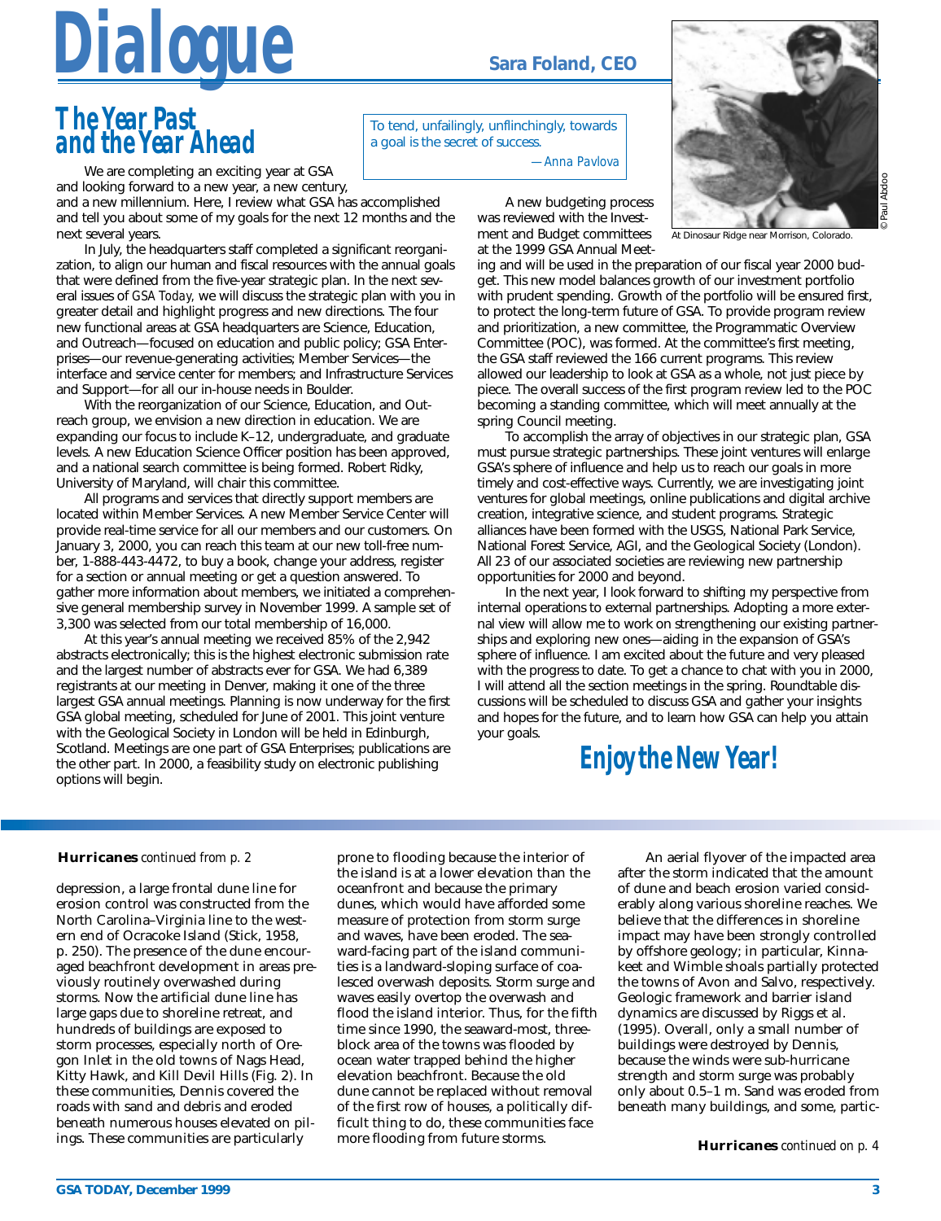# Dialogue

**Sara Foland, CEO**

## The Year Past and the Year Ahead

> To tend, unfailingly, unflinchingly, towards a goal is the secret of success.
>
> —*Anna Pavlova*

At Dinosaur Ridge near Morrison, Colorado.

We are completing an exciting year at GSA and looking forward to a new year, a new century, and a new millennium. Here, I review what GSA has accomplished and tell you about some of my goals for the next 12 months and the next several years.

In July, the headquarters staff completed a significant reorganization, to align our human and fiscal resources with the annual goals that were defined from the five-year strategic plan. In the next several issues of *GSA Today*, we will discuss the strategic plan with you in greater detail and highlight progress and new directions. The four new functional areas at GSA headquarters are Science, Education, and Outreach—focused on education and public policy; GSA Enterprises—our revenue-generating activities; Member Services—the interface and service center for members; and Infrastructure Services and Support—for all our in-house needs in Boulder.

With the reorganization of our Science, Education, and Outreach group, we envision a new direction in education. We are expanding our focus to include K–12, undergraduate, and graduate levels. A new Education Science Officer position has been approved, and a national search committee is being formed. Robert Ridky, University of Maryland, will chair this committee.

All programs and services that directly support members are located within Member Services. A new Member Service Center will provide real-time service for all our members and our customers. On January 3, 2000, you can reach this team at our new toll-free number, 1-888-443-4472, to buy a book, change your address, register for a section or annual meeting or get a question answered. To gather more information about members, we initiated a comprehensive general membership survey in November 1999. A sample set of 3,300 was selected from our total membership of 16,000.

At this year's annual meeting we received 85% of the 2,942 abstracts electronically; this is the highest electronic submission rate and the largest number of abstracts ever for GSA. We had 6,389 registrants at our meeting in Denver, making it one of the three largest GSA annual meetings. Planning is now underway for the first GSA global meeting, scheduled for June of 2001. This joint venture with the Geological Society in London will be held in Edinburgh, Scotland. Meetings are one part of GSA Enterprises; publications are the other part. In 2000, a feasibility study on electronic publishing options will begin.

A new budgeting process was reviewed with the Investment and Budget committees at the 1999 GSA Annual Meeting and will be used in the preparation of our fiscal year 2000 budget. This new model balances growth of our investment portfolio with prudent spending. Growth of the portfolio will be ensured first, to protect the long-term future of GSA. To provide program review and prioritization, a new committee, the Programmatic Overview Committee (POC), was formed. At the committee's first meeting, the GSA staff reviewed the 166 current programs. This review allowed our leadership to look at GSA as a whole, not just piece by piece. The overall success of the first program review led to the POC becoming a standing committee, which will meet annually at the spring Council meeting.

To accomplish the array of objectives in our strategic plan, GSA must pursue strategic partnerships. These joint ventures will enlarge GSA's sphere of influence and help us to reach our goals in more timely and cost-effective ways. Currently, we are investigating joint ventures for global meetings, online publications and digital archive creation, integrative science, and student programs. Strategic alliances have been formed with the USGS, National Park Service, National Forest Service, AGI, and the Geological Society (London). All 23 of our associated societies are reviewing new partnership opportunities for 2000 and beyond.

In the next year, I look forward to shifting my perspective from internal operations to external partnerships. Adopting a more external view will allow me to work on strengthening our existing partnerships and exploring new ones—aiding in the expansion of GSA's sphere of influence. I am excited about the future and very pleased with the progress to date. To get a chance to chat with you in 2000, I will attend all the section meetings in the spring. Roundtable discussions will be scheduled to discuss GSA and gather your insights and hopes for the future, and to learn how GSA can help you attain your goals.

**Enjoy the New Year!**

---

**Hurricanes** *continued from p. 2*

depression, a large frontal dune line for erosion control was constructed from the North Carolina–Virginia line to the western end of Ocracoke Island (Stick, 1958, p. 250). The presence of the dune encouraged beachfront development in areas previously routinely overwashed during storms. Now the artificial dune line has large gaps due to shoreline retreat, and hundreds of buildings are exposed to storm processes, especially north of Oregon Inlet in the old towns of Nags Head, Kitty Hawk, and Kill Devil Hills (Fig. 2). In these communities, Dennis covered the roads with sand and debris and eroded beneath numerous houses elevated on pilings. These communities are particularly prone to flooding because the interior of the island is at a lower elevation than the oceanfront and because the primary dunes, which would have afforded some measure of protection from storm surge and waves, have been eroded. The seaward-facing part of the island communities is a landward-sloping surface of coalesced overwash deposits. Storm surge and waves easily overtop the overwash and flood the island interior. Thus, for the fifth time since 1990, the seaward-most, three-block area of the towns was flooded by ocean water trapped behind the higher elevation beachfront. Because the old dune cannot be replaced without removal of the first row of houses, a politically difficult thing to do, these communities face more flooding from future storms.

An aerial flyover of the impacted area after the storm indicated that the amount of dune and beach erosion varied considerably along various shoreline reaches. We believe that the differences in shoreline impact may have been strongly controlled by offshore geology; in particular, Kinnakeet and Wimble shoals partially protected the towns of Avon and Salvo, respectively. Geologic framework and barrier island dynamics are discussed by Riggs et al. (1995). Overall, only a small number of buildings were destroyed by Dennis, because the winds were sub-hurricane strength and storm surge was probably only about 0.5–1 m. Sand was eroded from beneath many buildings, and some, partic-

**Hurricanes** *continued on p. 4*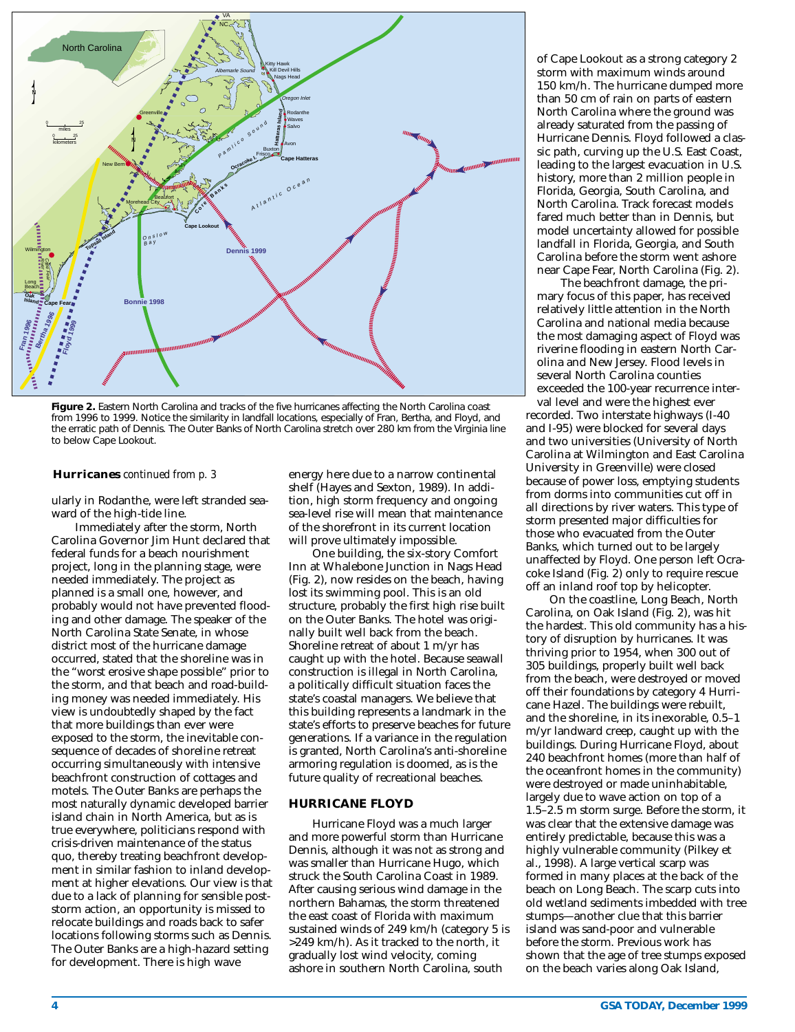**Figure 2.** Eastern North Carolina and tracks of the five hurricanes affecting the North Carolina coast from 1996 to 1999. Notice the similarity in landfall locations, especially of Fran, Bertha, and Floyd, and the erratic path of Dennis. The Outer Banks of North Carolina stretch over 280 km from the Virginia line to below Cape Lookout.

**Hurricanes** *continued from p. 3*

ularly in Rodanthe, were left stranded seaward of the high-tide line.

Immediately after the storm, North Carolina Governor Jim Hunt declared that federal funds for a beach nourishment project, long in the planning stage, were needed immediately. The project as planned is a small one, however, and probably would not have prevented flooding and other damage. The speaker of the North Carolina State Senate, in whose district most of the hurricane damage occurred, stated that the shoreline was in the "worst erosive shape possible" prior to the storm, and that beach and road-building money was needed immediately. His view is undoubtedly shaped by the fact that more buildings than ever were exposed to the storm, the inevitable consequence of decades of shoreline retreat occurring simultaneously with intensive beachfront construction of cottages and motels. The Outer Banks are perhaps the most naturally dynamic developed barrier island chain in North America, but as is true everywhere, politicians respond with crisis-driven maintenance of the status quo, thereby treating beachfront development in similar fashion to inland development at higher elevations. Our view is that due to a lack of planning for sensible post-storm action, an opportunity is missed to relocate buildings and roads back to safer locations following storms such as Dennis. The Outer Banks are a high-hazard setting for development. There is high wave energy here due to a narrow continental shelf (Hayes and Sexton, 1989). In addition, high storm frequency and ongoing sea-level rise will mean that maintenance of the shorefront in its current location will prove ultimately impossible.

One building, the six-story Comfort Inn at Whalebone Junction in Nags Head (Fig. 2), now resides on the beach, having lost its swimming pool. This is an old structure, probably the first high rise built on the Outer Banks. The hotel was originally built well back from the beach. Shoreline retreat of about 1 m/yr has caught up with the hotel. Because seawall construction is illegal in North Carolina, a politically difficult situation faces the state's coastal managers. We believe that this building represents a landmark in the state's efforts to preserve beaches for future generations. If a variance in the regulation is granted, North Carolina's anti-shoreline armoring regulation is doomed, as is the future quality of recreational beaches.

## HURRICANE FLOYD

Hurricane Floyd was a much larger and more powerful storm than Hurricane Dennis, although it was not as strong and was smaller than Hurricane Hugo, which struck the South Carolina Coast in 1989. After causing serious wind damage in the northern Bahamas, the storm threatened the east coast of Florida with maximum sustained winds of 249 km/h (category 5 is >249 km/h). As it tracked to the north, it gradually lost wind velocity, coming ashore in southern North Carolina, south of Cape Lookout as a strong category 2 storm with maximum winds around 150 km/h. The hurricane dumped more than 50 cm of rain on parts of eastern North Carolina where the ground was already saturated from the passing of Hurricane Dennis. Floyd followed a classic path, curving up the U.S. East Coast, leading to the largest evacuation in U.S. history, more than 2 million people in Florida, Georgia, South Carolina, and North Carolina. Track forecast models fared much better than in Dennis, but model uncertainty allowed for possible landfall in Florida, Georgia, and South Carolina before the storm went ashore near Cape Fear, North Carolina (Fig. 2).

The beachfront damage, the primary focus of this paper, has received relatively little attention in the North Carolina and national media because the most damaging aspect of Floyd was riverine flooding in eastern North Carolina and New Jersey. Flood levels in several North Carolina counties exceeded the 100-year recurrence interval level and were the highest ever recorded. Two interstate highways (I-40 and I-95) were blocked for several days and two universities (University of North Carolina at Wilmington and East Carolina University in Greenville) were closed because of power loss, emptying students from dorms into communities cut off in all directions by river waters. This type of storm presented major difficulties for those who evacuated from the Outer Banks, which turned out to be largely unaffected by Floyd. One person left Ocracoke Island (Fig. 2) only to require rescue off an inland roof top by helicopter.

On the coastline, Long Beach, North Carolina, on Oak Island (Fig. 2), was hit the hardest. This old community has a history of disruption by hurricanes. It was thriving prior to 1954, when 300 out of 305 buildings, properly built well back from the beach, were destroyed or moved off their foundations by category 4 Hurricane Hazel. The buildings were rebuilt, and the shoreline, in its inexorable, 0.5–1 m/yr landward creep, caught up with the buildings. During Hurricane Floyd, about 240 beachfront homes (more than half of the oceanfront homes in the community) were destroyed or made uninhabitable, largely due to wave action on top of a 1.5–2.5 m storm surge. Before the storm, it was clear that the extensive damage was entirely predictable, because this was a highly vulnerable community (Pilkey et al., 1998). A large vertical scarp was formed in many places at the back of the beach on Long Beach. The scarp cuts into old wetland sediments imbedded with tree stumps—another clue that this barrier island was sand-poor and vulnerable before the storm. Previous work has shown that the age of tree stumps exposed on the beach varies along Oak Island,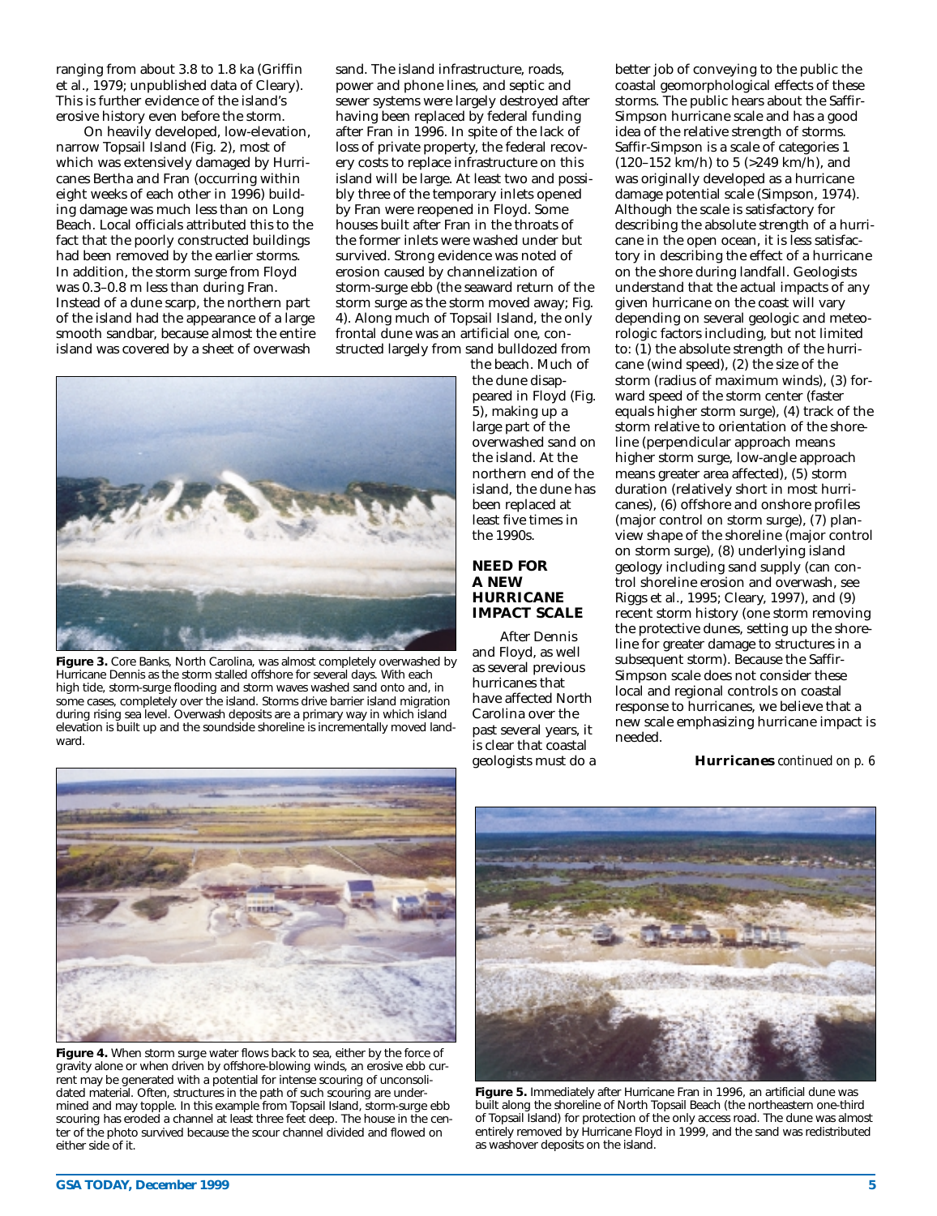ranging from about 3.8 to 1.8 ka (Griffin et al., 1979; unpublished data of Cleary). This is further evidence of the island's erosive history even before the storm.

On heavily developed, low-elevation, narrow Topsail Island (Fig. 2), most of which was extensively damaged by Hurricanes Bertha and Fran (occurring within eight weeks of each other in 1996) building damage was much less than on Long Beach. Local officials attributed this to the fact that the poorly constructed buildings had been removed by the earlier storms. In addition, the storm surge from Floyd was 0.3–0.8 m less than during Fran. Instead of a dune scarp, the northern part of the island had the appearance of a large smooth sandbar, because almost the entire island was covered by a sheet of overwash sand. The island infrastructure, roads, power and phone lines, and septic and sewer systems were largely destroyed after having been replaced by federal funding after Fran in 1996. In spite of the lack of loss of private property, the federal recovery costs to replace infrastructure on this island will be large. At least two and possibly three of the temporary inlets opened by Fran were reopened in Floyd. Some houses built after Fran in the throats of the former inlets were washed under but survived. Strong evidence was noted of erosion caused by channelization of storm-surge ebb (the seaward return of the storm surge as the storm moved away; Fig. 4). Along much of Topsail Island, the only frontal dune was an artificial one, constructed largely from sand bulldozed from the beach. Much of the dune disappeared in Floyd (Fig. 5), making up a large part of the overwashed sand on the island. At the northern end of the island, the dune has been replaced at least five times in the 1990s.

**Figure 3.** Core Banks, North Carolina, was almost completely overwashed by Hurricane Dennis as the storm stalled offshore for several days. With each high tide, storm-surge flooding and storm waves washed sand onto and, in some cases, completely over the island. Storms drive barrier island migration during rising sea level. Overwash deposits are a primary way in which island elevation is built up and the soundside shoreline is incrementally moved landward.

## NEED FOR A NEW HURRICANE IMPACT SCALE

After Dennis and Floyd, as well as several previous hurricanes that have affected North Carolina over the past several years, it is clear that coastal geologists must do a better job of conveying to the public the coastal geomorphological effects of these storms. The public hears about the Saffir-Simpson hurricane scale and has a good idea of the relative strength of storms. Saffir-Simpson is a scale of categories 1 (120–152 km/h) to 5 (>249 km/h), and was originally developed as a hurricane damage potential scale (Simpson, 1974). Although the scale is satisfactory for describing the absolute strength of a hurricane in the open ocean, it is less satisfactory in describing the effect of a hurricane on the shore during landfall. Geologists understand that the actual impacts of any given hurricane on the coast will vary depending on several geologic and meteorologic factors including, but not limited to: (1) the absolute strength of the hurricane (wind speed), (2) the size of the storm (radius of maximum winds), (3) forward speed of the storm center (faster equals higher storm surge), (4) track of the storm relative to orientation of the shoreline (perpendicular approach means higher storm surge, low-angle approach means greater area affected), (5) storm duration (relatively short in most hurricanes), (6) offshore and onshore profiles (major control on storm surge), (7) planview shape of the shoreline (major control on storm surge), (8) underlying island geology including sand supply (can control shoreline erosion and overwash, see Riggs et al., 1995; Cleary, 1997), and (9) recent storm history (one storm removing the protective dunes, setting up the shoreline for greater damage to structures in a subsequent storm). Because the Saffir-Simpson scale does not consider these local and regional controls on coastal response to hurricanes, we believe that a new scale emphasizing hurricane impact is needed.

**Hurricanes** *continued on p. 6*

**Figure 4.** When storm surge water flows back to sea, either by the force of gravity alone or when driven by offshore-blowing winds, an erosive ebb current may be generated with a potential for intense scouring of unconsolidated material. Often, structures in the path of such scouring are undermined and may topple. In this example from Topsail Island, storm-surge ebb scouring has eroded a channel at least three feet deep. The house in the center of the photo survived because the scour channel divided and flowed on either side of it.

**Figure 5.** Immediately after Hurricane Fran in 1996, an artificial dune was built along the shoreline of North Topsail Beach (the northeastern one-third of Topsail Island) for protection of the only access road. The dune was almost entirely removed by Hurricane Floyd in 1999, and the sand was redistributed as washover deposits on the island.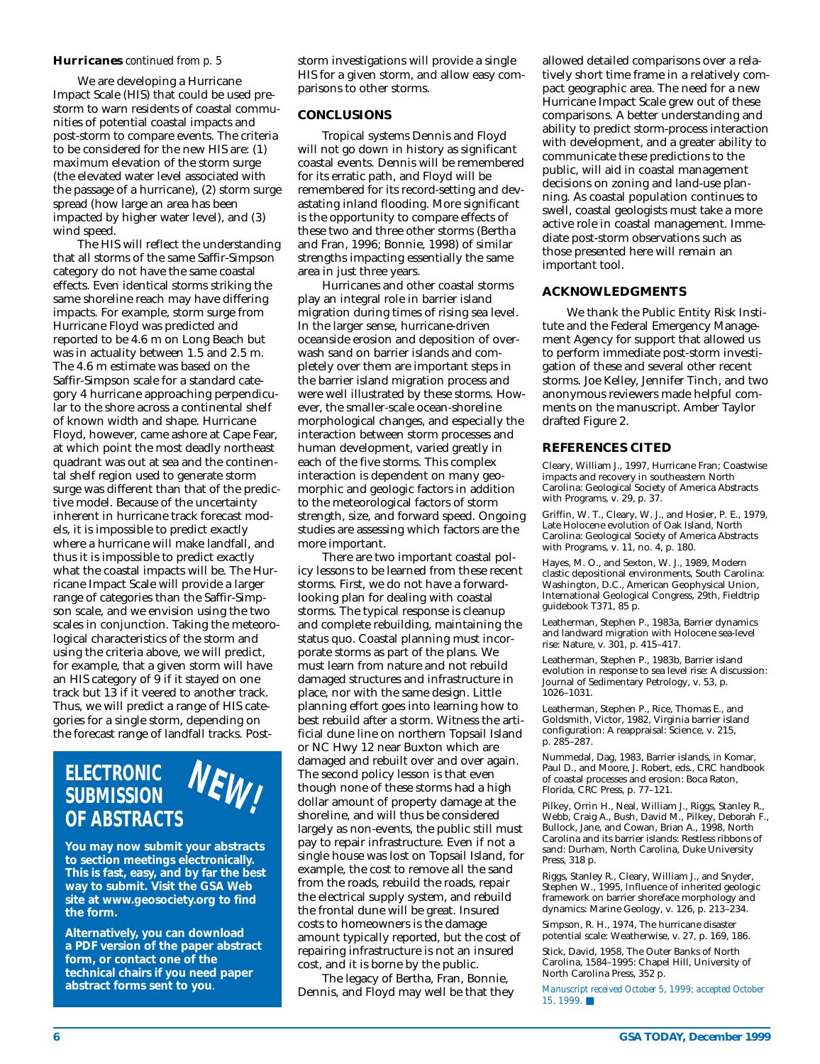**Hurricanes** *continued from p. 5*

We are developing a Hurricane Impact Scale (HIS) that could be used pre-storm to warn residents of coastal communities of potential coastal impacts and post-storm to compare events. The criteria to be considered for the new HIS are: (1) maximum elevation of the storm surge (the elevated water level associated with the passage of a hurricane), (2) storm surge spread (how large an area has been impacted by higher water level), and (3) wind speed.

The HIS will reflect the understanding that all storms of the same Saffir-Simpson category do not have the same coastal effects. Even identical storms striking the same shoreline reach may have differing impacts. For example, storm surge from Hurricane Floyd was predicted and reported to be 4.6 m on Long Beach but was in actuality between 1.5 and 2.5 m. The 4.6 m estimate was based on the Saffir-Simpson scale for a standard category 4 hurricane approaching perpendicular to the shore across a continental shelf of known width and shape. Hurricane Floyd, however, came ashore at Cape Fear, at which point the most deadly northeast quadrant was out at sea and the continental shelf region used to generate storm surge was different than that of the predictive model. Because of the uncertainty inherent in hurricane track forecast models, it is impossible to predict exactly where a hurricane will make landfall, and thus it is impossible to predict exactly what the coastal impacts will be. The Hurricane Impact Scale will provide a larger range of categories than the Saffir-Simpson scale, and we envision using the two scales in conjunction. Taking the meteorological characteristics of the storm and using the criteria above, we will predict, for example, that a given storm will have an HIS category of 9 if it stayed on one track but 13 if it veered to another track. Thus, we will predict a range of HIS categories for a single storm, depending on the forecast range of landfall tracks. Post-storm investigations will provide a single HIS for a given storm, and allow easy comparisons to other storms.

## CONCLUSIONS

Tropical systems Dennis and Floyd will not go down in history as significant coastal events. Dennis will be remembered for its erratic path, and Floyd will be remembered for its record-setting and devastating inland flooding. More significant is the opportunity to compare effects of these two and three other storms (Bertha and Fran, 1996; Bonnie, 1998) of similar strengths impacting essentially the same area in just three years.

Hurricanes and other coastal storms play an integral role in barrier island migration during times of rising sea level. In the larger sense, hurricane-driven oceanside erosion and deposition of overwash sand on barrier islands and completely over them are important steps in the barrier island migration process and were well illustrated by these storms. However, the smaller-scale ocean-shoreline morphological changes, and especially the interaction between storm processes and human development, varied greatly in each of the five storms. This complex interaction is dependent on many geomorphic and geologic factors in addition to the meteorological factors of storm strength, size, and forward speed. Ongoing studies are assessing which factors are the more important.

There are two important coastal policy lessons to be learned from these recent storms. First, we do not have a forward-looking plan for dealing with coastal storms. The typical response is cleanup and complete rebuilding, maintaining the status quo. Coastal planning must incorporate storms as part of the plans. We must learn from nature and not rebuild damaged structures and infrastructure in place, nor with the same design. Little planning effort goes into learning how to best rebuild after a storm. Witness the artificial dune line on northern Topsail Island or NC Hwy 12 near Buxton which are damaged and rebuilt over and over again. The second policy lesson is that even though none of these storms had a high dollar amount of property damage at the shoreline, and will thus be considered largely as non-events, the public still must pay to repair infrastructure. Even if not a single house was lost on Topsail Island, for example, the cost to remove all the sand from the roads, rebuild the roads, repair the electrical supply system, and rebuild the frontal dune will be great. Insured costs to homeowners is the damage amount typically reported, but the cost of repairing infrastructure is not an insured cost, and it is borne by the public.

The legacy of Bertha, Fran, Bonnie, Dennis, and Floyd may well be that they allowed detailed comparisons over a relatively short time frame in a relatively compact geographic area. The need for a new Hurricane Impact Scale grew out of these comparisons. A better understanding and ability to predict storm-process interaction with development, and a greater ability to communicate these predictions to the public, will aid in coastal management decisions on zoning and land-use planning. As coastal population continues to swell, coastal geologists must take a more active role in coastal management. Immediate post-storm observations such as those presented here will remain an important tool.

## ACKNOWLEDGMENTS

We thank the Public Entity Risk Institute and the Federal Emergency Management Agency for support that allowed us to perform immediate post-storm investigation of these and several other recent storms. Joe Kelley, Jennifer Tinch, and two anonymous reviewers made helpful comments on the manuscript. Amber Taylor drafted Figure 2.

## REFERENCES CITED

Cleary, William J., 1997, Hurricane Fran; Coastwise impacts and recovery in southeastern North Carolina: Geological Society of America Abstracts with Programs, v. 29, p. 37.

Griffin, W. T., Cleary, W. J., and Hosier, P. E., 1979, Late Holocene evolution of Oak Island, North Carolina: Geological Society of America Abstracts with Programs, v. 11, no. 4, p. 180.

Hayes, M. O., and Sexton, W. J., 1989, Modern clastic depositional environments, South Carolina: Washington, D.C., American Geophysical Union, International Geological Congress, 29th, Fieldtrip guidebook T371, 85 p.

Leatherman, Stephen P., 1983a, Barrier dynamics and landward migration with Holocene sea-level rise: Nature, v. 301, p. 415–417.

Leatherman, Stephen P., 1983b, Barrier island evolution in response to sea level rise: A discussion: Journal of Sedimentary Petrology, v. 53, p. 1026–1031.

Leatherman, Stephen P., Rice, Thomas E., and Goldsmith, Victor, 1982, Virginia barrier island configuration: A reappraisal: Science, v. 215, p. 285–287.

Nummedal, Dag, 1983, Barrier islands, *in* Komar, Paul D., and Moore, J. Robert, eds., CRC handbook of coastal processes and erosion: Boca Raton, Florida, CRC Press, p. 77–121.

Pilkey, Orrin H., Neal, William J., Riggs, Stanley R., Webb, Craig A., Bush, David M., Pilkey, Deborah F., Bullock, Jane, and Cowan, Brian A., 1998, North Carolina and its barrier islands: Restless ribbons of sand: Durham, North Carolina, Duke University Press, 318 p.

Riggs, Stanley R., Cleary, William J., and Snyder, Stephen W., 1995, Influence of inherited geologic framework on barrier shoreface morphology and dynamics: Marine Geology, v. 126, p. 213–234.

Simpson, R. H., 1974, The hurricane disaster potential scale: Weatherwise, v. 27, p. 169, 186.

Stick, David, 1958, The Outer Banks of North Carolina, 1584–1995: Chapel Hill, University of North Carolina Press, 352 p.

*Manuscript received October 5, 1999; accepted October 15, 1999.* ■

---

**ELECTRONIC SUBMISSION OF ABSTRACTS** **NEW!**

**You may now submit your abstracts to section meetings electronically. This is fast, easy, and by far the best way to submit. Visit the GSA Web site at www.geosociety.org to find the form.**

**Alternatively, you can download a PDF version of the paper abstract form, or contact one of the technical chairs if you need paper abstract forms sent to you.**